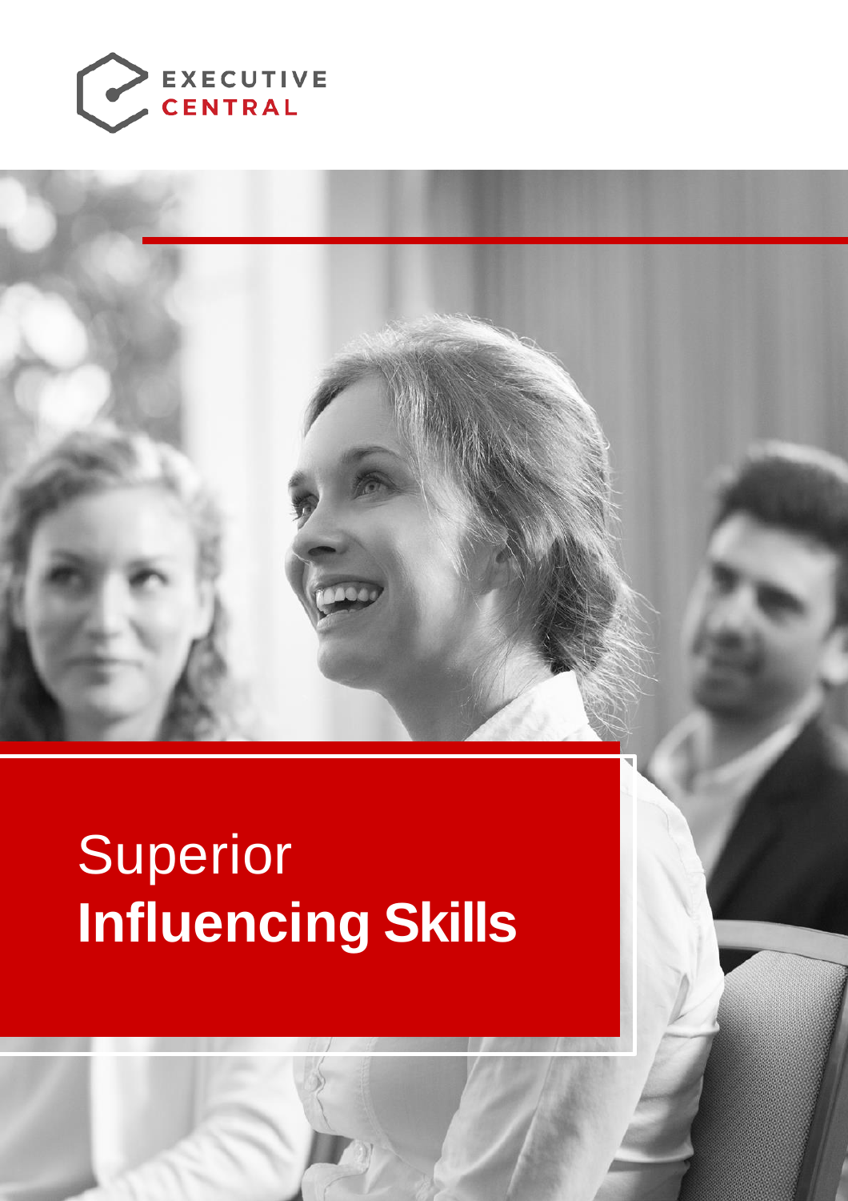EXECUTIVE CENTRAL

# Superior **Influencing Skills**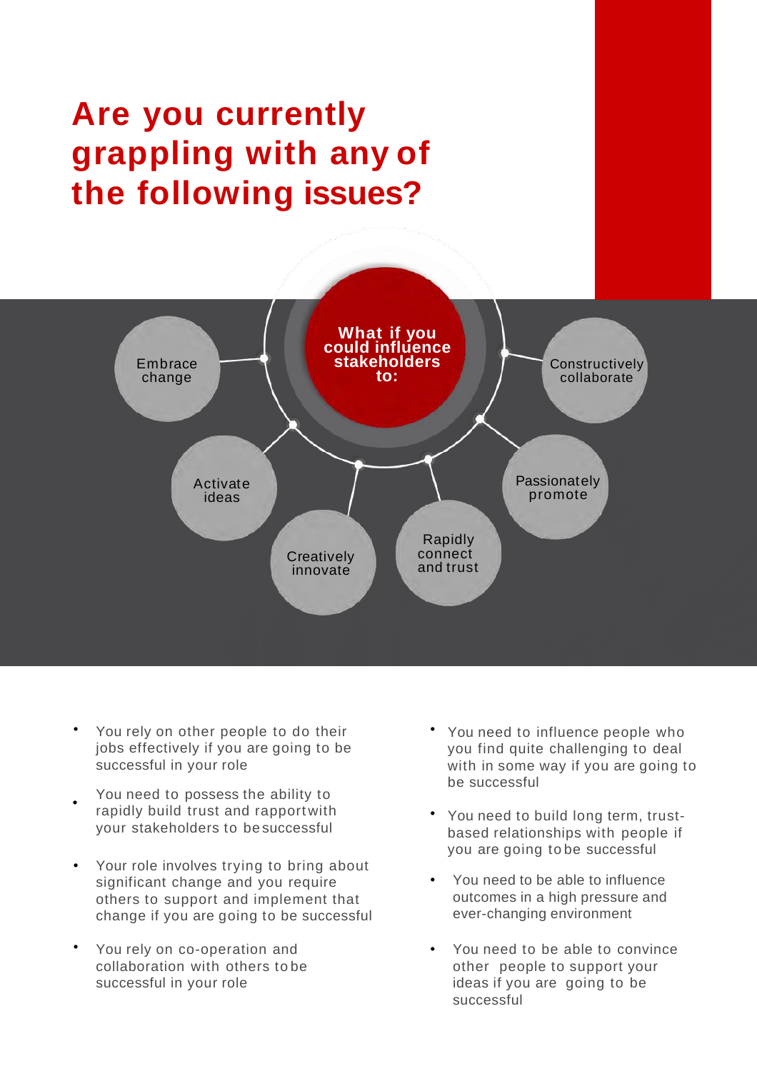# Are you currently grappling with any of the following issues?

**What if you could influence stakeholders to:**

- Embrace change
- Activate ideas
- Creatively innovate
- Rapidly connect and trust
- Passionately promote
- Constructively collaborate

- You rely on other people to do their jobs effectively if you are going to be successful in your role
- You need to possess the ability to rapidly build trust and rapport with your stakeholders to be successful
- Your role involves trying to bring about significant change and you require others to support and implement that change if you are going to be successful
- You rely on co-operation and collaboration with others to be successful in your role
- You need to influence people who you find quite challenging to deal with in some way if you are going to be successful
- You need to build long term, trust-based relationships with people if you are going to be successful
- You need to be able to influence outcomes in a high pressure and ever-changing environment
- You need to be able to convince other people to support your ideas if you are going to be successful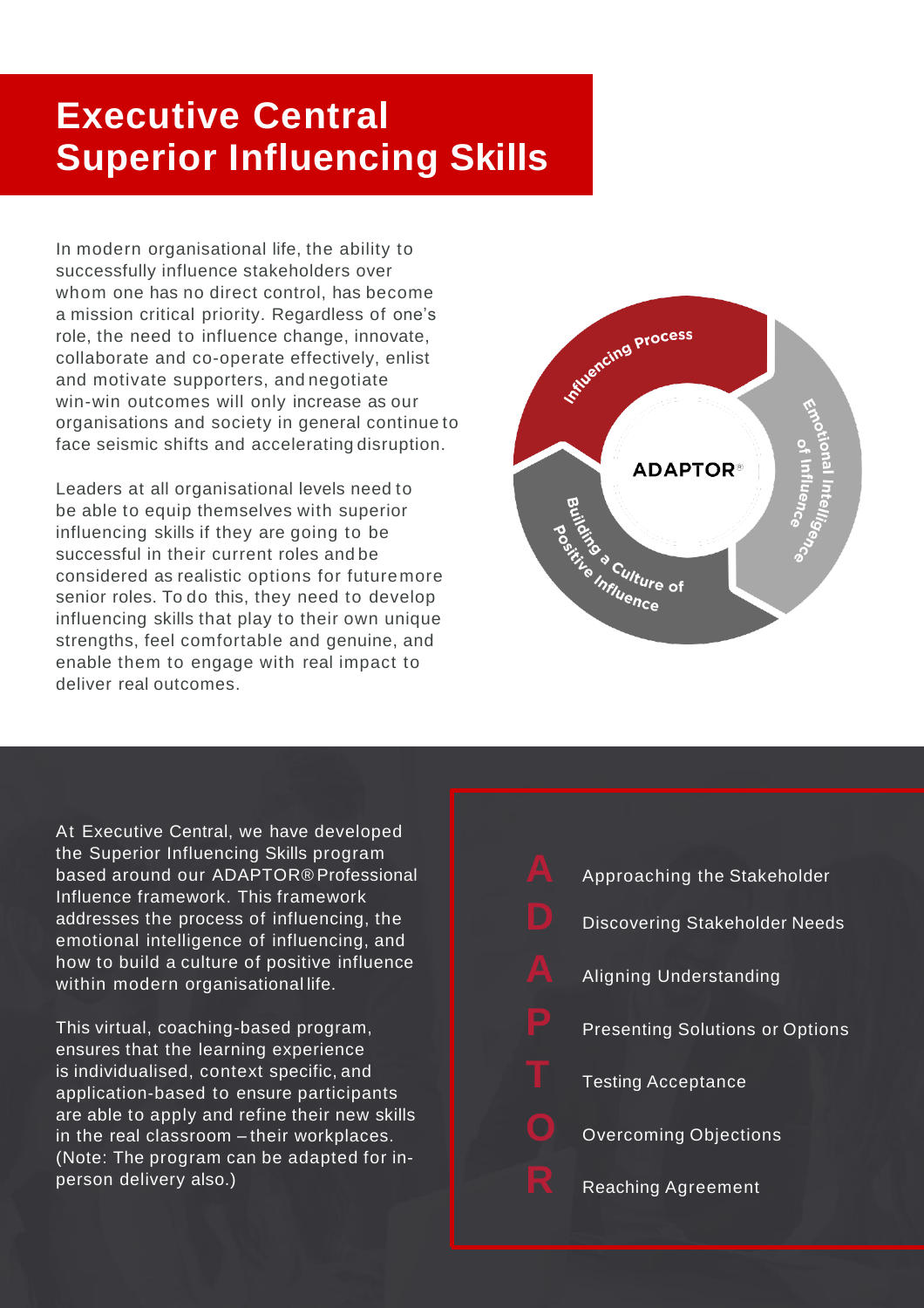# Executive Central Superior Influencing Skills

In modern organisational life, the ability to successfully influence stakeholders over whom one has no direct control, has become a mission critical priority. Regardless of one's role, the need to influence change, innovate, collaborate and co-operate effectively, enlist and motivate supporters, and negotiate win-win outcomes will only increase as our organisations and society in general continue to face seismic shifts and accelerating disruption.

Leaders at all organisational levels need to be able to equip themselves with superior influencing skills if they are going to be successful in their current roles and be considered as realistic options for future more senior roles. To do this, they need to develop influencing skills that play to their own unique strengths, feel comfortable and genuine, and enable them to engage with real impact to deliver real outcomes.

Influencing Process

Emotional Intelligence of Influence

Building a Culture of Positive Influence

ADAPTOR®

At Executive Central, we have developed the Superior Influencing Skills program based around our ADAPTOR® Professional Influence framework. This framework addresses the process of influencing, the emotional intelligence of influencing, and how to build a culture of positive influence within modern organisational life.

This virtual, coaching-based program, ensures that the learning experience is individualised, context specific, and application-based to ensure participants are able to apply and refine their new skills in the real classroom – their workplaces. (Note: The program can be adapted for in-person delivery also.)

- **A** Approaching the Stakeholder
- **D** Discovering Stakeholder Needs
- **A** Aligning Understanding
- **P** Presenting Solutions or Options
- **T** Testing Acceptance
- **O** Overcoming Objections
- **R** Reaching Agreement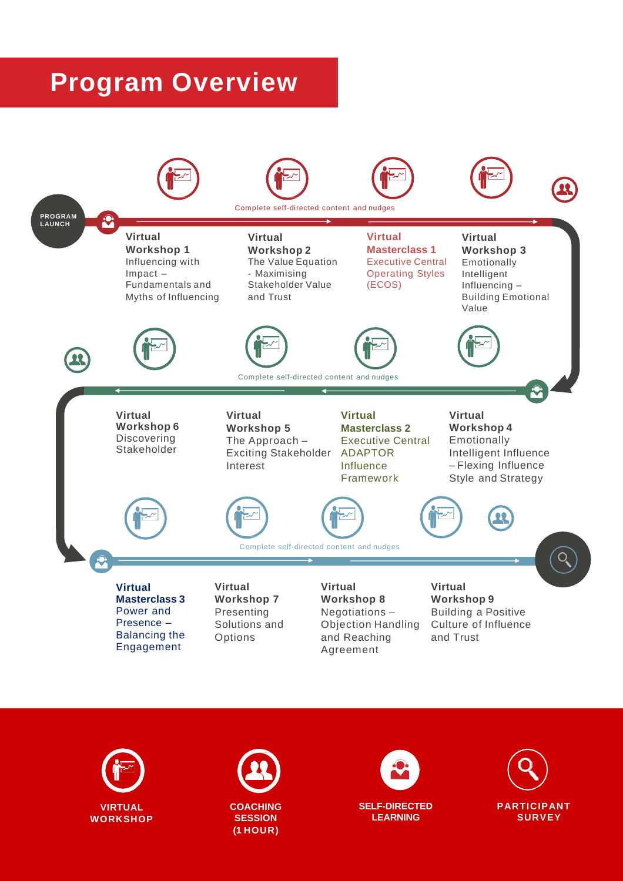# Program Overview

**PROGRAM LAUNCH**

Complete self-directed content and nudges

**Virtual Workshop 1**
Influencing with Impact – Fundamentals and Myths of Influencing

**Virtual Workshop 2**
The Value Equation - Maximising Stakeholder Value and Trust

**Virtual Masterclass 1**
Executive Central Operating Styles (ECOS)

**Virtual Workshop 3**
Emotionally Intelligent Influencing – Building Emotional Value

Complete self-directed content and nudges

**Virtual Workshop 6**
Discovering Stakeholder

**Virtual Workshop 5**
The Approach – Exciting Stakeholder Interest

**Virtual Masterclass 2**
Executive Central ADAPTOR Influence Framework

**Virtual Workshop 4**
Emotionally Intelligent Influence – Flexing Influence Style and Strategy

Complete self-directed content and nudges

**Virtual Masterclass 3**
Power and Presence – Balancing the Engagement

**Virtual Workshop 7**
Presenting Solutions and Options

**Virtual Workshop 8**
Negotiations – Objection Handling and Reaching Agreement

**Virtual Workshop 9**
Building a Positive Culture of Influence and Trust

**VIRTUAL WORKSHOP** | **COACHING SESSION (1 HOUR)** | **SELF-DIRECTED LEARNING** | **PARTICIPANT SURVEY**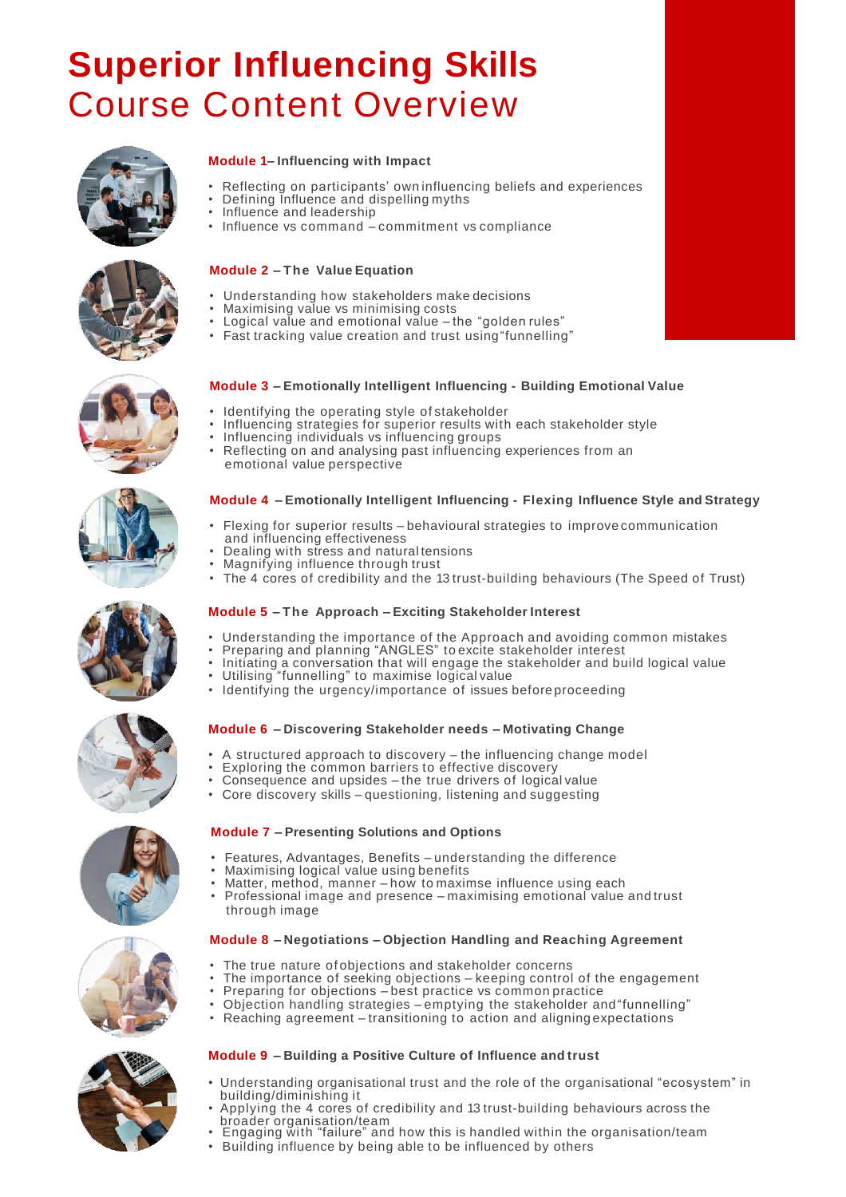# Superior Influencing Skills
## Course Content Overview

### Module 1– Influencing with Impact

- Reflecting on participants' own influencing beliefs and experiences
- Defining Influence and dispelling myths
- Influence and leadership
- Influence vs command – commitment vs compliance

### Module 2 – The Value Equation

- Understanding how stakeholders make decisions
- Maximising value vs minimising costs
- Logical value and emotional value – the "golden rules"
- Fast tracking value creation and trust using "funnelling"

### Module 3 – Emotionally Intelligent Influencing - Building Emotional Value

- Identifying the operating style of stakeholder
- Influencing strategies for superior results with each stakeholder style
- Influencing individuals vs influencing groups
- Reflecting on and analysing past influencing experiences from an emotional value perspective

### Module 4 – Emotionally Intelligent Influencing - Flexing Influence Style and Strategy

- Flexing for superior results – behavioural strategies to improve communication and influencing effectiveness
- Dealing with stress and natural tensions
- Magnifying influence through trust
- The 4 cores of credibility and the 13 trust-building behaviours (The Speed of Trust)

### Module 5 – The Approach – Exciting Stakeholder Interest

- Understanding the importance of the Approach and avoiding common mistakes
- Preparing and planning "ANGLES" to excite stakeholder interest
- Initiating a conversation that will engage the stakeholder and build logical value
- Utilising "funnelling" to maximise logical value
- Identifying the urgency/importance of issues before proceeding

### Module 6 – Discovering Stakeholder needs – Motivating Change

- A structured approach to discovery – the influencing change model
- Exploring the common barriers to effective discovery
- Consequence and upsides – the true drivers of logical value
- Core discovery skills – questioning, listening and suggesting

### Module 7 – Presenting Solutions and Options

- Features, Advantages, Benefits – understanding the difference
- Maximising logical value using benefits
- Matter, method, manner – how to maximse influence using each
- Professional image and presence – maximising emotional value and trust through image

### Module 8 – Negotiations – Objection Handling and Reaching Agreement

- The true nature of objections and stakeholder concerns
- The importance of seeking objections – keeping control of the engagement
- Preparing for objections – best practice vs common practice
- Objection handling strategies – emptying the stakeholder and "funnelling"
- Reaching agreement – transitioning to action and aligning expectations

### Module 9 – Building a Positive Culture of Influence and trust

- Understanding organisational trust and the role of the organisational "ecosystem" in building/diminishing it
- Applying the 4 cores of credibility and 13 trust-building behaviours across the broader organisation/team
- Engaging with "failure" and how this is handled within the organisation/team
- Building influence by being able to be influenced by others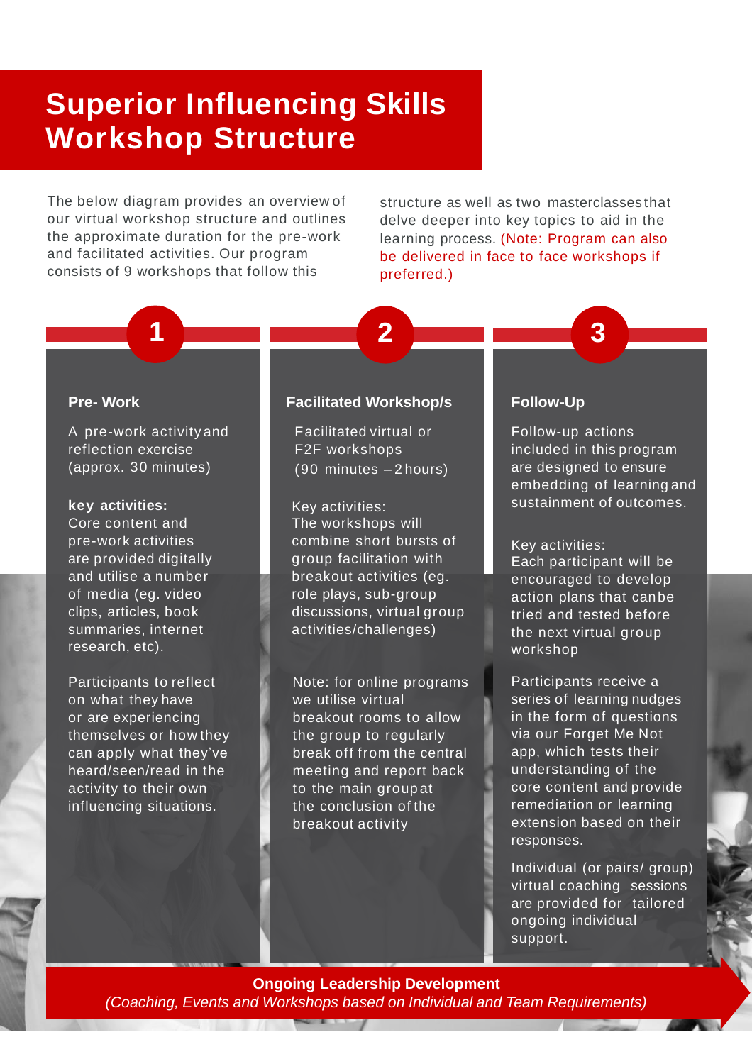# Superior Influencing Skills Workshop Structure

The below diagram provides an overview of our virtual workshop structure and outlines the approximate duration for the pre-work and facilitated activities. Our program consists of 9 workshops that follow this structure as well as two masterclasses that delve deeper into key topics to aid in the learning process. (Note: Program can also be delivered in face to face workshops if preferred.)

## 1

### Pre- Work

A pre-work activity and reflection exercise (approx. 30 minutes)

**key activities:**
Core content and pre-work activities are provided digitally and utilise a number of media (eg. video clips, articles, book summaries, internet research, etc).

Participants to reflect on what they have or are experiencing themselves or how they can apply what they've heard/seen/read in the activity to their own influencing situations.

## 2

### Facilitated Workshop/s

Facilitated virtual or F2F workshops (90 minutes – 2 hours)

Key activities:
The workshops will combine short bursts of group facilitation with breakout activities (eg. role plays, sub-group discussions, virtual group activities/challenges)

Note: for online programs we utilise virtual breakout rooms to allow the group to regularly break off from the central meeting and report back to the main group at the conclusion of the breakout activity

## 3

### Follow-Up

Follow-up actions included in this program are designed to ensure embedding of learning and sustainment of outcomes.

Key activities:
Each participant will be encouraged to develop action plans that can be tried and tested before the next virtual group workshop

Participants receive a series of learning nudges in the form of questions via our Forget Me Not app, which tests their understanding of the core content and provide remediation or learning extension based on their responses.

Individual (or pairs/ group) virtual coaching sessions are provided for tailored ongoing individual support.

**Ongoing Leadership Development**
*(Coaching, Events and Workshops based on Individual and Team Requirements)*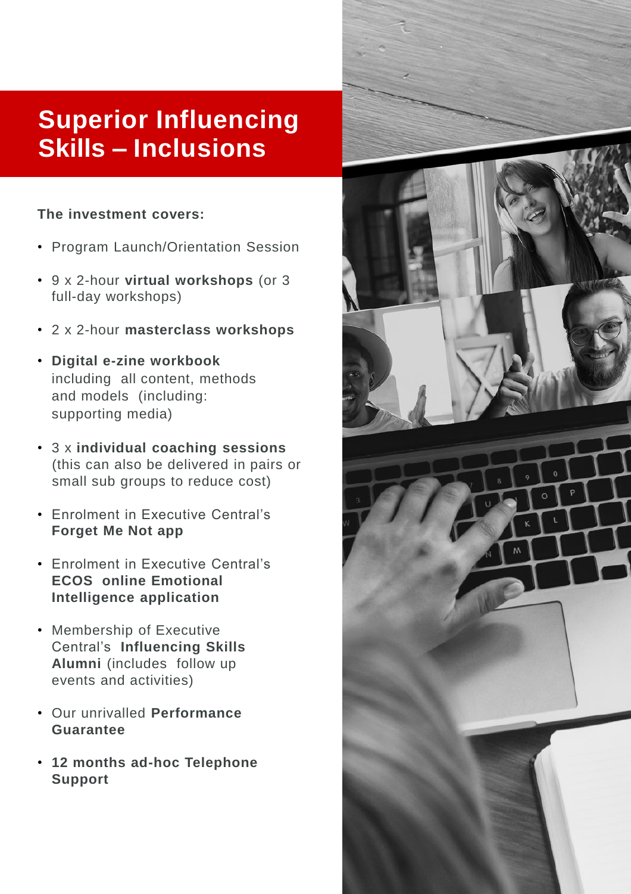# Superior Influencing Skills – Inclusions

**The investment covers:**

- Program Launch/Orientation Session
- 9 x 2-hour **virtual workshops** (or 3 full-day workshops)
- 2 x 2-hour **masterclass workshops**
- **Digital e-zine workbook** including all content, methods and models (including: supporting media)
- 3 x **individual coaching sessions** (this can also be delivered in pairs or small sub groups to reduce cost)
- Enrolment in Executive Central's **Forget Me Not app**
- Enrolment in Executive Central's **ECOS online Emotional Intelligence application**
- Membership of Executive Central's **Influencing Skills Alumni** (includes follow up events and activities)
- Our unrivalled **Performance Guarantee**
- **12 months ad-hoc Telephone Support**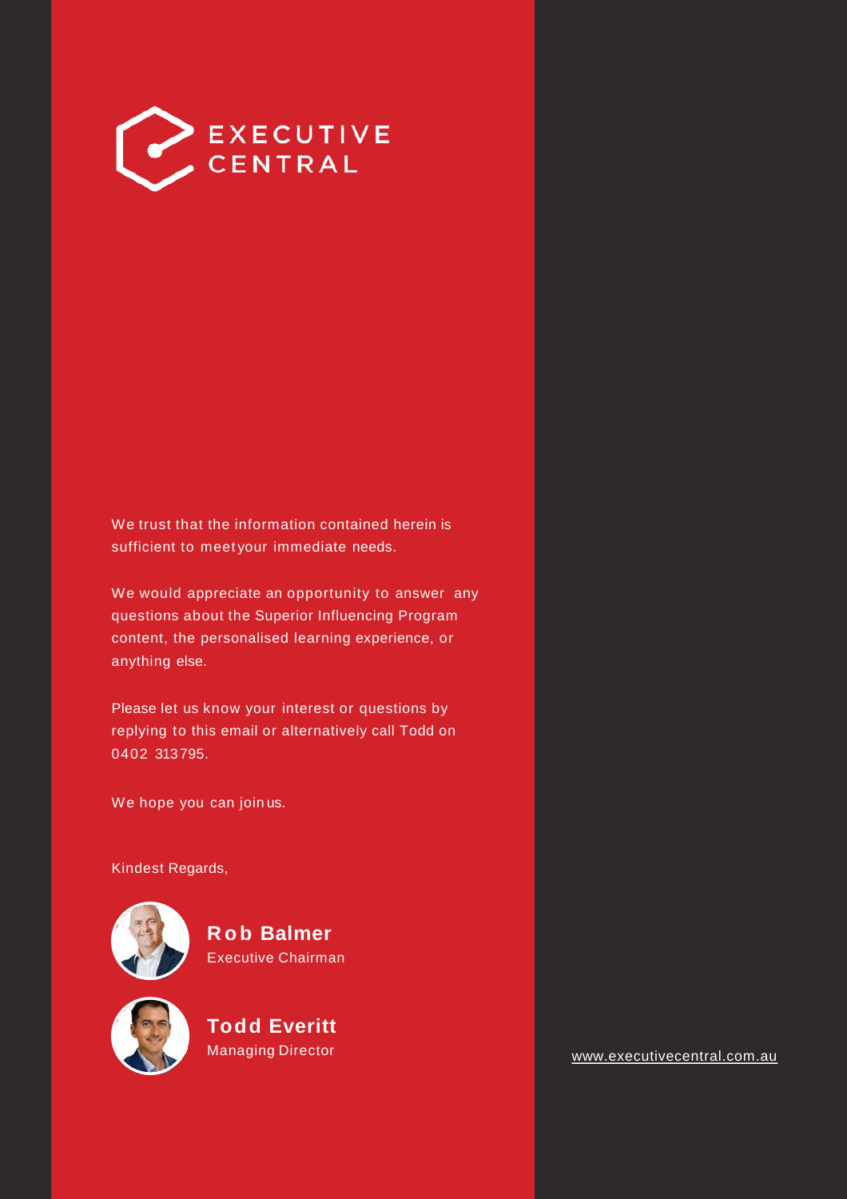EXECUTIVE CENTRAL

We trust that the information contained herein is sufficient to meet your immediate needs.

We would appreciate an opportunity to answer any questions about the Superior Influencing Program content, the personalised learning experience, or anything else.

Please let us know your interest or questions by replying to this email or alternatively call Todd on 0402 313795.

We hope you can join us.

Kindest Regards,

**Rob Balmer**
Executive Chairman

**Todd Everitt**
Managing Director

www.executivecentral.com.au